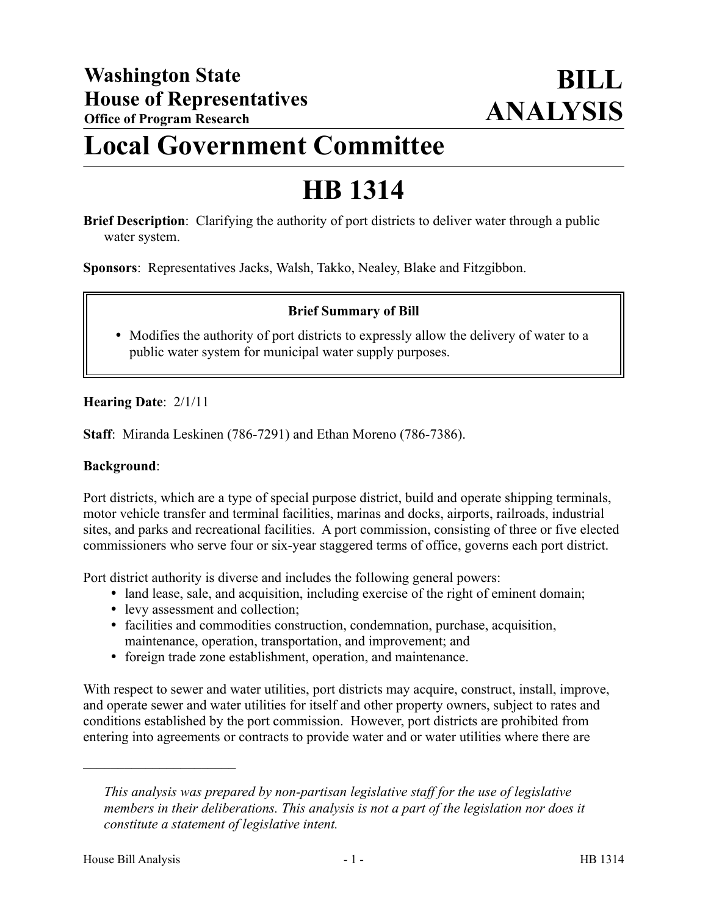**Washington State**
**House of Representatives**
**Office of Program Research**

# BILL ANALYSIS

# Local Government Committee

# HB 1314

**Brief Description**: Clarifying the authority of port districts to deliver water through a public water system.

**Sponsors**: Representatives Jacks, Walsh, Takko, Nealey, Blake and Fitzgibbon.

> **Brief Summary of Bill**
>
> - Modifies the authority of port districts to expressly allow the delivery of water to a public water system for municipal water supply purposes.

**Hearing Date**: 2/1/11

**Staff**: Miranda Leskinen (786-7291) and Ethan Moreno (786-7386).

**Background**:

Port districts, which are a type of special purpose district, build and operate shipping terminals, motor vehicle transfer and terminal facilities, marinas and docks, airports, railroads, industrial sites, and parks and recreational facilities. A port commission, consisting of three or five elected commissioners who serve four or six-year staggered terms of office, governs each port district.

Port district authority is diverse and includes the following general powers:

- land lease, sale, and acquisition, including exercise of the right of eminent domain;
- levy assessment and collection;
- facilities and commodities construction, condemnation, purchase, acquisition, maintenance, operation, transportation, and improvement; and
- foreign trade zone establishment, operation, and maintenance.

With respect to sewer and water utilities, port districts may acquire, construct, install, improve, and operate sewer and water utilities for itself and other property owners, subject to rates and conditions established by the port commission. However, port districts are prohibited from entering into agreements or contracts to provide water and or water utilities where there are

---

*This analysis was prepared by non-partisan legislative staff for the use of legislative members in their deliberations. This analysis is not a part of the legislation nor does it constitute a statement of legislative intent.*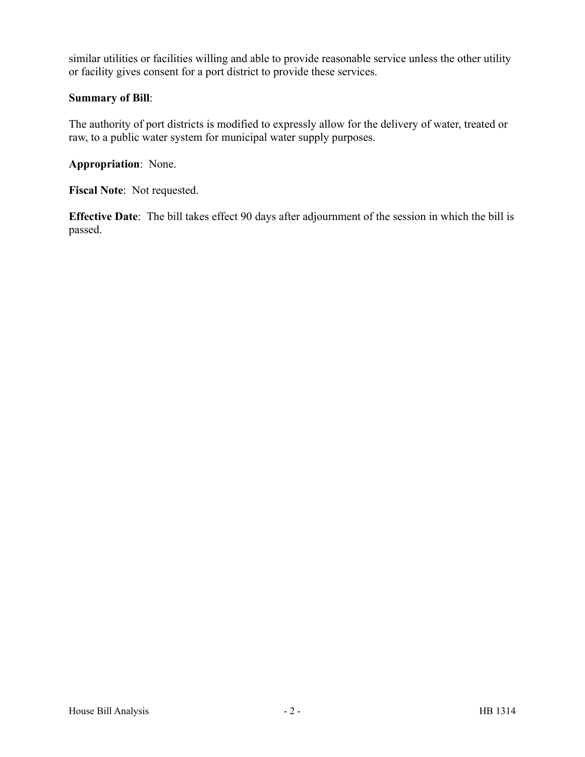similar utilities or facilities willing and able to provide reasonable service unless the other utility or facility gives consent for a port district to provide these services.

**Summary of Bill**:

The authority of port districts is modified to expressly allow for the delivery of water, treated or raw, to a public water system for municipal water supply purposes.

**Appropriation**: None.

**Fiscal Note**: Not requested.

**Effective Date**: The bill takes effect 90 days after adjournment of the session in which the bill is passed.